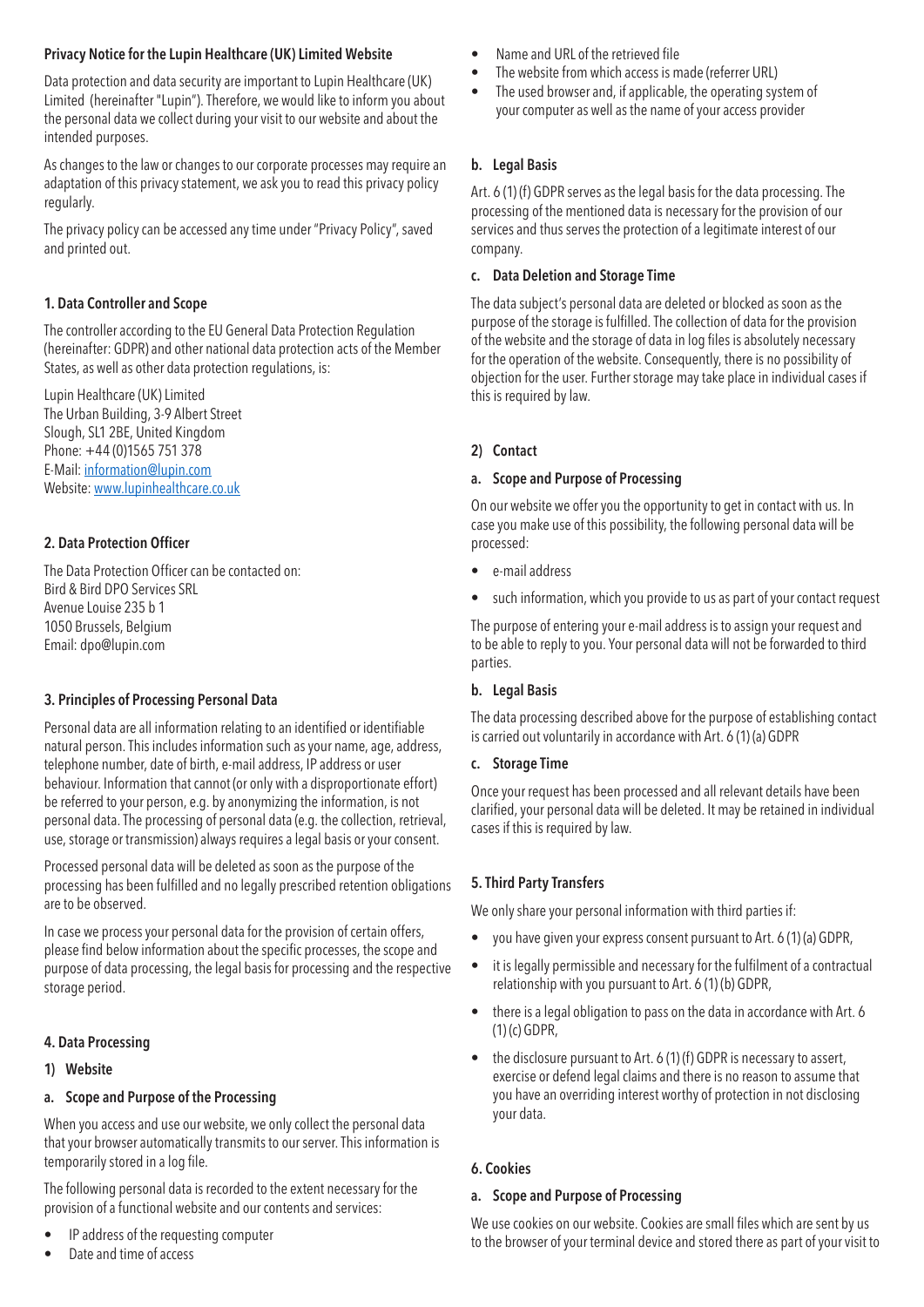## Privacy Notice for the Lupin Healthcare (UK) Limited Website

Data protection and data security are important to Lupin Healthcare (UK) Limited (hereinafter "Lupin"). Therefore, we would like to inform you about the personal data we collect during your visit to our website and about the intended purposes.

As changes to the law or changes to our corporate processes may require an adaptation of this privacy statement, we ask you to read this privacy policy regularly.

The privacy policy can be accessed any time under "Privacy Policy", saved and printed out.

### 1. Data Controller and Scope

The controller according to the EU General Data Protection Regulation (hereinafter: GDPR) and other national data protection acts of the Member States, as well as other data protection regulations, is:

Lupin Healthcare (UK) Limited
The Urban Building, 3-9 Albert Street
Slough, SL1 2BE, United Kingdom
Phone: +44 (0)1565 751 378
E-Mail: information@lupin.com
Website: www.lupinhealthcare.co.uk

### 2. Data Protection Officer

The Data Protection Officer can be contacted on:
Bird & Bird DPO Services SRL
Avenue Louise 235 b 1
1050 Brussels, Belgium
Email: dpo@lupin.com

### 3. Principles of Processing Personal Data

Personal data are all information relating to an identified or identifiable natural person. This includes information such as your name, age, address, telephone number, date of birth, e-mail address, IP address or user behaviour. Information that cannot (or only with a disproportionate effort) be referred to your person, e.g. by anonymizing the information, is not personal data. The processing of personal data (e.g. the collection, retrieval, use, storage or transmission) always requires a legal basis or your consent.

Processed personal data will be deleted as soon as the purpose of the processing has been fulfilled and no legally prescribed retention obligations are to be observed.

In case we process your personal data for the provision of certain offers, please find below information about the specific processes, the scope and purpose of data processing, the legal basis for processing and the respective storage period.

### 4. Data Processing

#### 1) Website

##### a. Scope and Purpose of the Processing

When you access and use our website, we only collect the personal data that your browser automatically transmits to our server. This information is temporarily stored in a log file.

The following personal data is recorded to the extent necessary for the provision of a functional website and our contents and services:

- IP address of the requesting computer
- Date and time of access
- Name and URL of the retrieved file
- The website from which access is made (referrer URL)
- The used browser and, if applicable, the operating system of your computer as well as the name of your access provider

##### b. Legal Basis

Art. 6 (1) (f) GDPR serves as the legal basis for the data processing. The processing of the mentioned data is necessary for the provision of our services and thus serves the protection of a legitimate interest of our company.

##### c. Data Deletion and Storage Time

The data subject's personal data are deleted or blocked as soon as the purpose of the storage is fulfilled. The collection of data for the provision of the website and the storage of data in log files is absolutely necessary for the operation of the website. Consequently, there is no possibility of objection for the user. Further storage may take place in individual cases if this is required by law.

#### 2) Contact

##### a. Scope and Purpose of Processing

On our website we offer you the opportunity to get in contact with us. In case you make use of this possibility, the following personal data will be processed:

- e-mail address
- such information, which you provide to us as part of your contact request

The purpose of entering your e-mail address is to assign your request and to be able to reply to you. Your personal data will not be forwarded to third parties.

##### b. Legal Basis

The data processing described above for the purpose of establishing contact is carried out voluntarily in accordance with Art. 6 (1) (a) GDPR

##### c. Storage Time

Once your request has been processed and all relevant details have been clarified, your personal data will be deleted. It may be retained in individual cases if this is required by law.

### 5. Third Party Transfers

We only share your personal information with third parties if:

- you have given your express consent pursuant to Art. 6 (1) (a) GDPR,
- it is legally permissible and necessary for the fulfilment of a contractual relationship with you pursuant to Art. 6 (1) (b) GDPR,
- there is a legal obligation to pass on the data in accordance with Art. 6 (1) (c) GDPR,
- the disclosure pursuant to Art. 6 (1) (f) GDPR is necessary to assert, exercise or defend legal claims and there is no reason to assume that you have an overriding interest worthy of protection in not disclosing your data.

### 6. Cookies

##### a. Scope and Purpose of Processing

We use cookies on our website. Cookies are small files which are sent by us to the browser of your terminal device and stored there as part of your visit to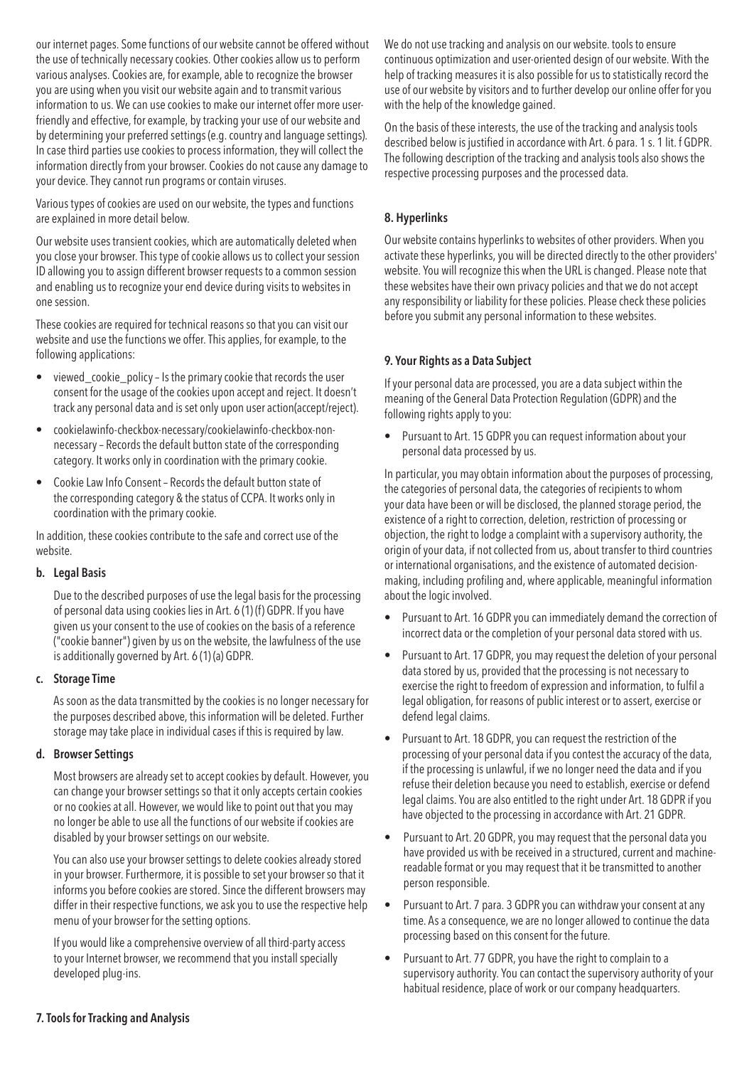our internet pages. Some functions of our website cannot be offered without the use of technically necessary cookies. Other cookies allow us to perform various analyses. Cookies are, for example, able to recognize the browser you are using when you visit our website again and to transmit various information to us. We can use cookies to make our internet offer more user-friendly and effective, for example, by tracking your use of our website and by determining your preferred settings (e.g. country and language settings). In case third parties use cookies to process information, they will collect the information directly from your browser. Cookies do not cause any damage to your device. They cannot run programs or contain viruses.

Various types of cookies are used on our website, the types and functions are explained in more detail below.

Our website uses transient cookies, which are automatically deleted when you close your browser. This type of cookie allows us to collect your session ID allowing you to assign different browser requests to a common session and enabling us to recognize your end device during visits to websites in one session.

These cookies are required for technical reasons so that you can visit our website and use the functions we offer. This applies, for example, to the following applications:

- viewed_cookie_policy – Is the primary cookie that records the user consent for the usage of the cookies upon accept and reject. It doesn't track any personal data and is set only upon user action(accept/reject).
- cookielawinfo-checkbox-necessary/cookielawinfo-checkbox-non-necessary – Records the default button state of the corresponding category. It works only in coordination with the primary cookie.
- Cookie Law Info Consent – Records the default button state of the corresponding category & the status of CCPA. It works only in coordination with the primary cookie.

In addition, these cookies contribute to the safe and correct use of the website.

**b. Legal Basis**

Due to the described purposes of use the legal basis for the processing of personal data using cookies lies in Art. 6 (1) (f) GDPR. If you have given us your consent to the use of cookies on the basis of a reference ("cookie banner") given by us on the website, the lawfulness of the use is additionally governed by Art. 6 (1) (a) GDPR.

**c. Storage Time**

As soon as the data transmitted by the cookies is no longer necessary for the purposes described above, this information will be deleted. Further storage may take place in individual cases if this is required by law.

**d. Browser Settings**

Most browsers are already set to accept cookies by default. However, you can change your browser settings so that it only accepts certain cookies or no cookies at all. However, we would like to point out that you may no longer be able to use all the functions of our website if cookies are disabled by your browser settings on our website.

You can also use your browser settings to delete cookies already stored in your browser. Furthermore, it is possible to set your browser so that it informs you before cookies are stored. Since the different browsers may differ in their respective functions, we ask you to use the respective help menu of your browser for the setting options.

If you would like a comprehensive overview of all third-party access to your Internet browser, we recommend that you install specially developed plug-ins.

### 7. Tools for Tracking and Analysis

We do not use tracking and analysis on our website. tools to ensure continuous optimization and user-oriented design of our website. With the help of tracking measures it is also possible for us to statistically record the use of our website by visitors and to further develop our online offer for you with the help of the knowledge gained.

On the basis of these interests, the use of the tracking and analysis tools described below is justified in accordance with Art. 6 para. 1 s. 1 lit. f GDPR. The following description of the tracking and analysis tools also shows the respective processing purposes and the processed data.

### 8. Hyperlinks

Our website contains hyperlinks to websites of other providers. When you activate these hyperlinks, you will be directed directly to the other providers' website. You will recognize this when the URL is changed. Please note that these websites have their own privacy policies and that we do not accept any responsibility or liability for these policies. Please check these policies before you submit any personal information to these websites.

### 9. Your Rights as a Data Subject

If your personal data are processed, you are a data subject within the meaning of the General Data Protection Regulation (GDPR) and the following rights apply to you:

- Pursuant to Art. 15 GDPR you can request information about your personal data processed by us.

In particular, you may obtain information about the purposes of processing, the categories of personal data, the categories of recipients to whom your data have been or will be disclosed, the planned storage period, the existence of a right to correction, deletion, restriction of processing or objection, the right to lodge a complaint with a supervisory authority, the origin of your data, if not collected from us, about transfer to third countries or international organisations, and the existence of automated decision-making, including profiling and, where applicable, meaningful information about the logic involved.

- Pursuant to Art. 16 GDPR you can immediately demand the correction of incorrect data or the completion of your personal data stored with us.
- Pursuant to Art. 17 GDPR, you may request the deletion of your personal data stored by us, provided that the processing is not necessary to exercise the right to freedom of expression and information, to fulfil a legal obligation, for reasons of public interest or to assert, exercise or defend legal claims.
- Pursuant to Art. 18 GDPR, you can request the restriction of the processing of your personal data if you contest the accuracy of the data, if the processing is unlawful, if we no longer need the data and if you refuse their deletion because you need to establish, exercise or defend legal claims. You are also entitled to the right under Art. 18 GDPR if you have objected to the processing in accordance with Art. 21 GDPR.
- Pursuant to Art. 20 GDPR, you may request that the personal data you have provided us with be received in a structured, current and machine-readable format or you may request that it be transmitted to another person responsible.
- Pursuant to Art. 7 para. 3 GDPR you can withdraw your consent at any time. As a consequence, we are no longer allowed to continue the data processing based on this consent for the future.
- Pursuant to Art. 77 GDPR, you have the right to complain to a supervisory authority. You can contact the supervisory authority of your habitual residence, place of work or our company headquarters.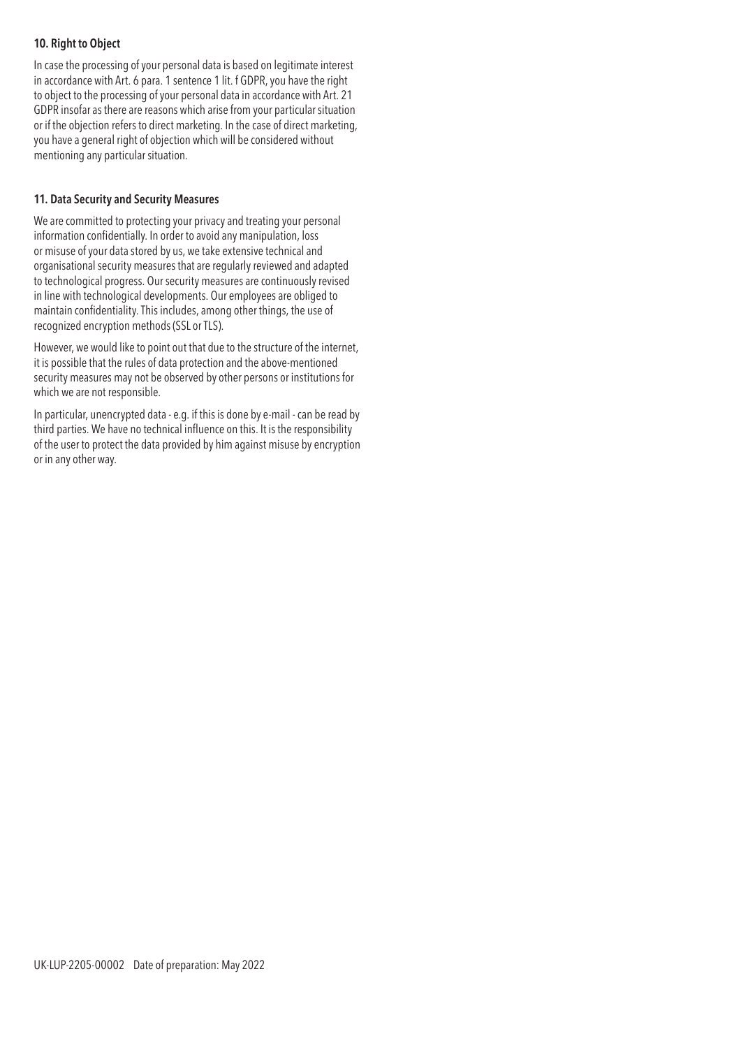## 10. Right to Object

In case the processing of your personal data is based on legitimate interest in accordance with Art. 6 para. 1 sentence 1 lit. f GDPR, you have the right to object to the processing of your personal data in accordance with Art. 21 GDPR insofar as there are reasons which arise from your particular situation or if the objection refers to direct marketing. In the case of direct marketing, you have a general right of objection which will be considered without mentioning any particular situation.

## 11. Data Security and Security Measures

We are committed to protecting your privacy and treating your personal information confidentially. In order to avoid any manipulation, loss or misuse of your data stored by us, we take extensive technical and organisational security measures that are regularly reviewed and adapted to technological progress. Our security measures are continuously revised in line with technological developments. Our employees are obliged to maintain confidentiality. This includes, among other things, the use of recognized encryption methods (SSL or TLS).

However, we would like to point out that due to the structure of the internet, it is possible that the rules of data protection and the above-mentioned security measures may not be observed by other persons or institutions for which we are not responsible.

In particular, unencrypted data - e.g. if this is done by e-mail - can be read by third parties. We have no technical influence on this. It is the responsibility of the user to protect the data provided by him against misuse by encryption or in any other way.

UK-LUP-2205-00002 Date of preparation: May 2022